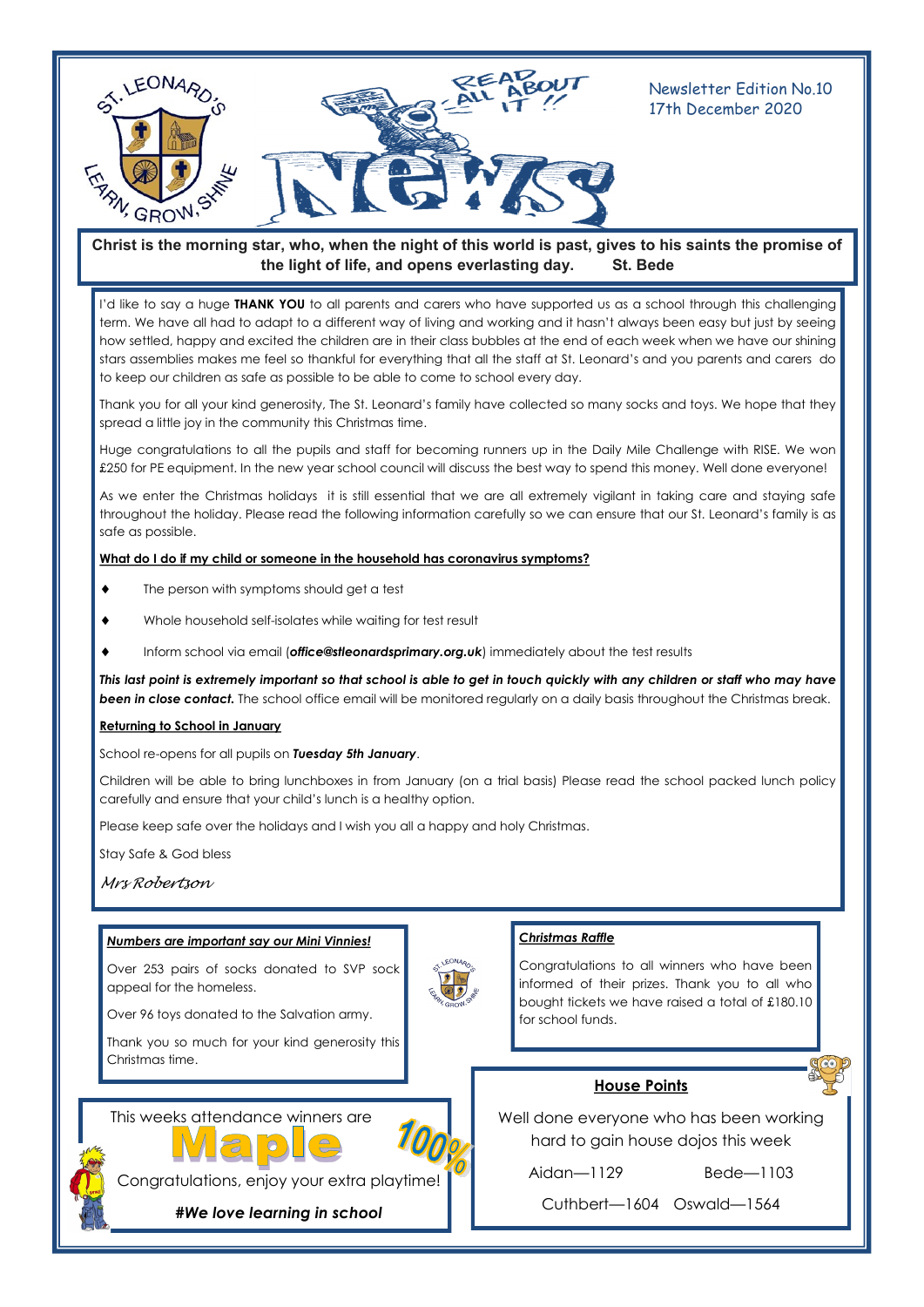# St. Leonard's News

Newsletter Edition No.10
17th December 2020

**Christ is the morning star, who, when the night of this world is past, gives to his saints the promise of the light of life, and opens everlasting day. St. Bede**

I'd like to say a huge **THANK YOU** to all parents and carers who have supported us as a school through this challenging term. We have all had to adapt to a different way of living and working and it hasn't always been easy but just by seeing how settled, happy and excited the children are in their class bubbles at the end of each week when we have our shining stars assemblies makes me feel so thankful for everything that all the staff at St. Leonard's and you parents and carers do to keep our children as safe as possible to be able to come to school every day.

Thank you for all your kind generosity, The St. Leonard's family have collected so many socks and toys. We hope that they spread a little joy in the community this Christmas time.

Huge congratulations to all the pupils and staff for becoming runners up in the Daily Mile Challenge with RISE. We won £250 for PE equipment. In the new year school council will discuss the best way to spend this money. Well done everyone!

As we enter the Christmas holidays it is still essential that we are all extremely vigilant in taking care and staying safe throughout the holiday. Please read the following information carefully so we can ensure that our St. Leonard's family is as safe as possible.

**What do I do if my child or someone in the household has coronavirus symptoms?**

- The person with symptoms should get a test
- Whole household self-isolates while waiting for test result
- Inform school via email (***office@stleonardsprimary.org.uk***) immediately about the test results

***This last point is extremely important so that school is able to get in touch quickly with any children or staff who may have been in close contact.*** The school office email will be monitored regularly on a daily basis throughout the Christmas break.

**Returning to School in January**

School re-opens for all pupils on ***Tuesday 5th January***.

Children will be able to bring lunchboxes in from January (on a trial basis) Please read the school packed lunch policy carefully and ensure that your child's lunch is a healthy option.

Please keep safe over the holidays and I wish you all a happy and holy Christmas.

Stay Safe & God bless

*Mrs Robertson*

***Numbers are important say our Mini Vinnies!***

Over 253 pairs of socks donated to SVP sock appeal for the homeless.

Over 96 toys donated to the Salvation army.

Thank you so much for your kind generosity this Christmas time.

***Christmas Raffle***

Congratulations to all winners who have been informed of their prizes. Thank you to all who bought tickets we have raised a total of £180.10 for school funds.

This weeks attendance winners are

**Maple** 100%

Congratulations, enjoy your extra playtime!

***#We love learning in school***

**House Points**

Well done everyone who has been working hard to gain house dojos this week

Aidan—1129 Bede—1103

Cuthbert—1604 Oswald—1564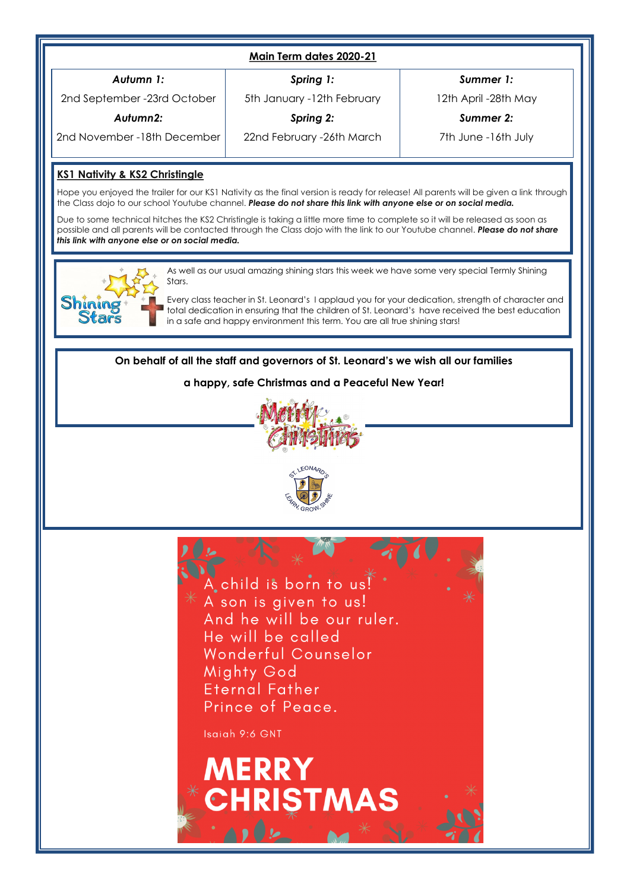## Main Term dates 2020-21

| Autumn 1: | Spring 1: | Summer 1: |
|---|---|---|
| 2nd September -23rd October | 5th January -12th February | 12th April -28th May |
| ***Autumn2:*** | ***Spring 2:*** | ***Summer 2:*** |
| 2nd November -18th December | 22nd February -26th March | 7th June -16th July |

## KS1 Nativity & KS2 Christingle

Hope you enjoyed the trailer for our KS1 Nativity as the final version is ready for release! All parents will be given a link through the Class dojo to our school Youtube channel. ***Please do not share this link with anyone else or on social media.***

Due to some technical hitches the KS2 Christingle is taking a little more time to complete so it will be released as soon as possible and all parents will be contacted through the Class dojo with the link to our Youtube channel. ***Please do not share this link with anyone else or on social media.***

Shining Stars

As well as our usual amazing shining stars this week we have some very special Termly Shining Stars.

Every class teacher in St. Leonard's I applaud you for your dedication, strength of character and total dedication in ensuring that the children of St. Leonard's have received the best education in a safe and happy environment this term. You are all true shining stars!

**On behalf of all the staff and governors of St. Leonard's we wish all our families**

**a happy, safe Christmas and a Peaceful New Year!**

Merry Christmas

ST. LEONARD'S
LEARN, GROW, SHINE

A child is born to us!
A son is given to us!
And he will be our ruler.
He will be called
Wonderful Counselor
Mighty God
Eternal Father
Prince of Peace.

Isaiah 9:6 GNT

MERRY CHRISTMAS